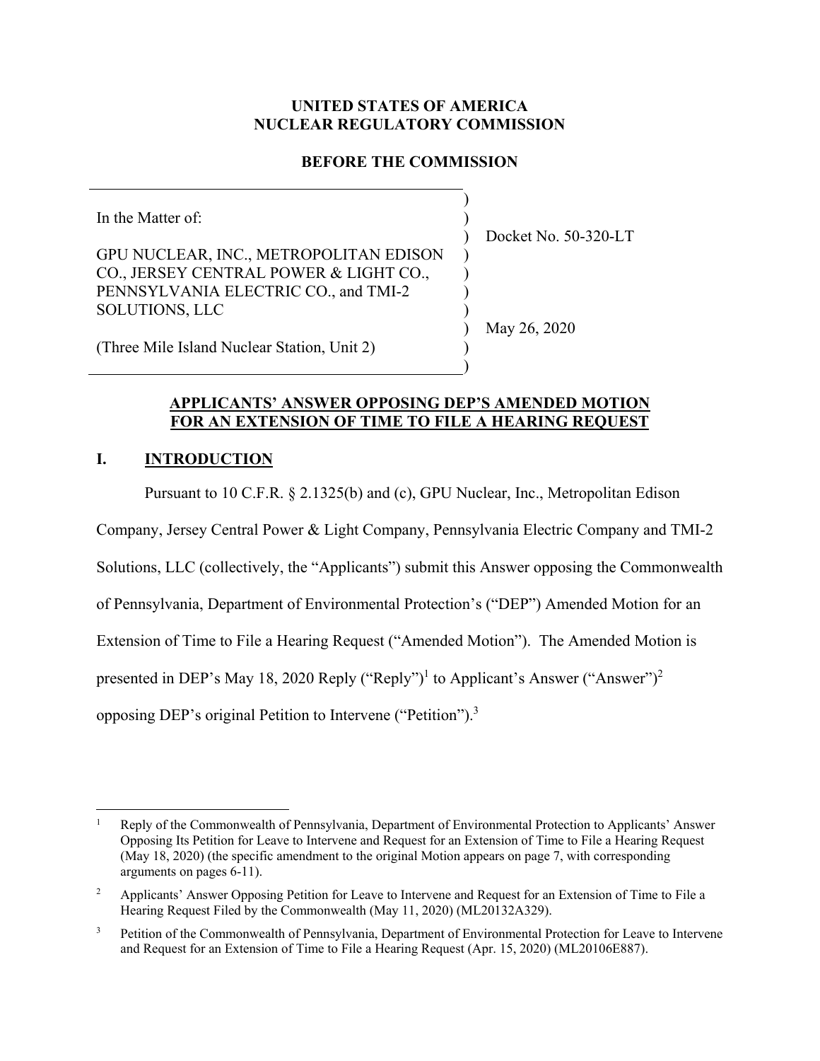# UNITED STATES OF AMERICA
# NUCLEAR REGULATORY COMMISSION

## BEFORE THE COMMISSION

| | |
|---|---|
| In the Matter of:<br><br>GPU NUCLEAR, INC., METROPOLITAN EDISON CO., JERSEY CENTRAL POWER & LIGHT CO., PENNSYLVANIA ELECTRIC CO., and TMI-2 SOLUTIONS, LLC<br><br>(Three Mile Island Nuclear Station, Unit 2) | Docket No. 50-320-LT<br><br>May 26, 2020 |

## APPLICANTS' ANSWER OPPOSING DEP'S AMENDED MOTION FOR AN EXTENSION OF TIME TO FILE A HEARING REQUEST

### I. INTRODUCTION

Pursuant to 10 C.F.R. § 2.1325(b) and (c), GPU Nuclear, Inc., Metropolitan Edison Company, Jersey Central Power & Light Company, Pennsylvania Electric Company and TMI-2 Solutions, LLC (collectively, the "Applicants") submit this Answer opposing the Commonwealth of Pennsylvania, Department of Environmental Protection's ("DEP") Amended Motion for an Extension of Time to File a Hearing Request ("Amended Motion"). The Amended Motion is presented in DEP's May 18, 2020 Reply ("Reply")[1] to Applicant's Answer ("Answer")[2] opposing DEP's original Petition to Intervene ("Petition").[3]

---

[1] Reply of the Commonwealth of Pennsylvania, Department of Environmental Protection to Applicants' Answer Opposing Its Petition for Leave to Intervene and Request for an Extension of Time to File a Hearing Request (May 18, 2020) (the specific amendment to the original Motion appears on page 7, with corresponding arguments on pages 6-11).

[2] Applicants' Answer Opposing Petition for Leave to Intervene and Request for an Extension of Time to File a Hearing Request Filed by the Commonwealth (May 11, 2020) (ML20132A329).

[3] Petition of the Commonwealth of Pennsylvania, Department of Environmental Protection for Leave to Intervene and Request for an Extension of Time to File a Hearing Request (Apr. 15, 2020) (ML20106E887).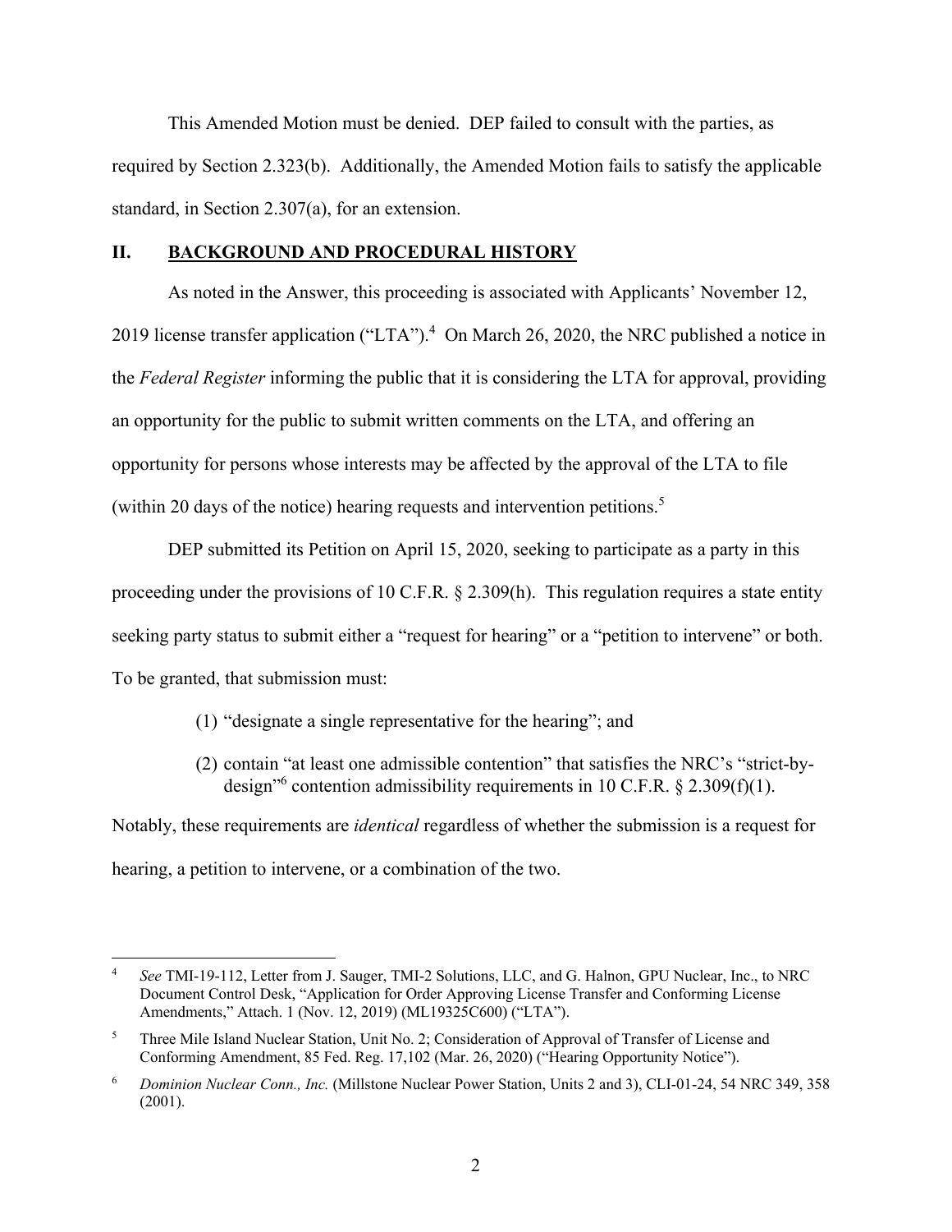This Amended Motion must be denied. DEP failed to consult with the parties, as required by Section 2.323(b). Additionally, the Amended Motion fails to satisfy the applicable standard, in Section 2.307(a), for an extension.

## II. BACKGROUND AND PROCEDURAL HISTORY

As noted in the Answer, this proceeding is associated with Applicants' November 12, 2019 license transfer application ("LTA").[4] On March 26, 2020, the NRC published a notice in the *Federal Register* informing the public that it is considering the LTA for approval, providing an opportunity for the public to submit written comments on the LTA, and offering an opportunity for persons whose interests may be affected by the approval of the LTA to file (within 20 days of the notice) hearing requests and intervention petitions.[5]

DEP submitted its Petition on April 15, 2020, seeking to participate as a party in this proceeding under the provisions of 10 C.F.R. § 2.309(h). This regulation requires a state entity seeking party status to submit either a "request for hearing" or a "petition to intervene" or both. To be granted, that submission must:

(1) "designate a single representative for the hearing"; and

(2) contain "at least one admissible contention" that satisfies the NRC's "strict-by-design"[6] contention admissibility requirements in 10 C.F.R. § 2.309(f)(1).

Notably, these requirements are *identical* regardless of whether the submission is a request for hearing, a petition to intervene, or a combination of the two.

---

[4] *See* TMI-19-112, Letter from J. Sauger, TMI-2 Solutions, LLC, and G. Halnon, GPU Nuclear, Inc., to NRC Document Control Desk, "Application for Order Approving License Transfer and Conforming License Amendments," Attach. 1 (Nov. 12, 2019) (ML19325C600) ("LTA").

[5] Three Mile Island Nuclear Station, Unit No. 2; Consideration of Approval of Transfer of License and Conforming Amendment, 85 Fed. Reg. 17,102 (Mar. 26, 2020) ("Hearing Opportunity Notice").

[6] *Dominion Nuclear Conn., Inc.* (Millstone Nuclear Power Station, Units 2 and 3), CLI-01-24, 54 NRC 349, 358 (2001).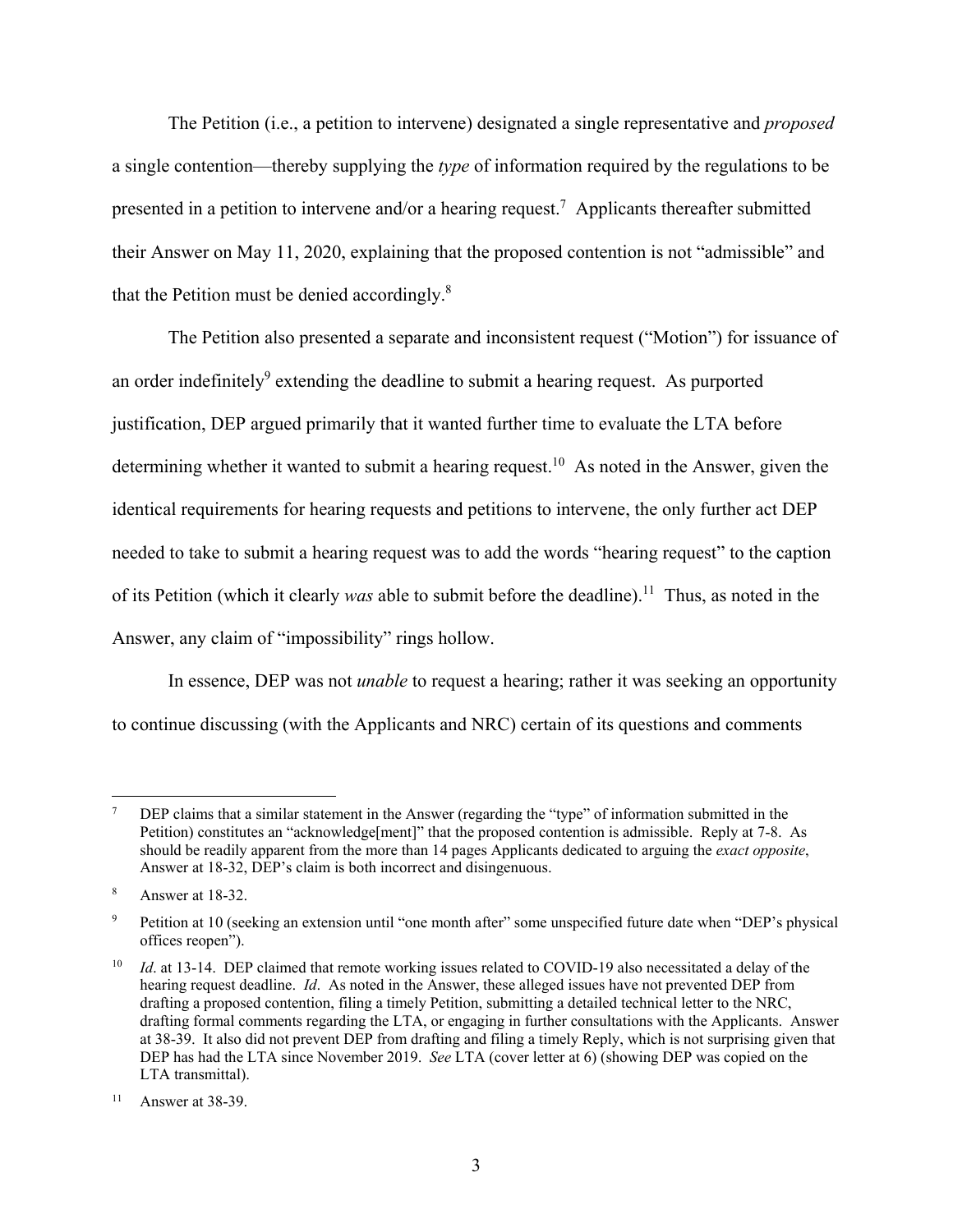The Petition (i.e., a petition to intervene) designated a single representative and *proposed* a single contention—thereby supplying the *type* of information required by the regulations to be presented in a petition to intervene and/or a hearing request.[7] Applicants thereafter submitted their Answer on May 11, 2020, explaining that the proposed contention is not "admissible" and that the Petition must be denied accordingly.[8]

The Petition also presented a separate and inconsistent request ("Motion") for issuance of an order indefinitely[9] extending the deadline to submit a hearing request. As purported justification, DEP argued primarily that it wanted further time to evaluate the LTA before determining whether it wanted to submit a hearing request.[10] As noted in the Answer, given the identical requirements for hearing requests and petitions to intervene, the only further act DEP needed to take to submit a hearing request was to add the words "hearing request" to the caption of its Petition (which it clearly *was* able to submit before the deadline).[11] Thus, as noted in the Answer, any claim of "impossibility" rings hollow.

In essence, DEP was not *unable* to request a hearing; rather it was seeking an opportunity to continue discussing (with the Applicants and NRC) certain of its questions and comments

---

[7] DEP claims that a similar statement in the Answer (regarding the "type" of information submitted in the Petition) constitutes an "acknowledge[ment]" that the proposed contention is admissible. Reply at 7-8. As should be readily apparent from the more than 14 pages Applicants dedicated to arguing the *exact opposite*, Answer at 18-32, DEP's claim is both incorrect and disingenuous.

[8] Answer at 18-32.

[9] Petition at 10 (seeking an extension until "one month after" some unspecified future date when "DEP's physical offices reopen").

[10] *Id*. at 13-14. DEP claimed that remote working issues related to COVID-19 also necessitated a delay of the hearing request deadline. *Id*. As noted in the Answer, these alleged issues have not prevented DEP from drafting a proposed contention, filing a timely Petition, submitting a detailed technical letter to the NRC, drafting formal comments regarding the LTA, or engaging in further consultations with the Applicants. Answer at 38-39. It also did not prevent DEP from drafting and filing a timely Reply, which is not surprising given that DEP has had the LTA since November 2019. *See* LTA (cover letter at 6) (showing DEP was copied on the LTA transmittal).

[11] Answer at 38-39.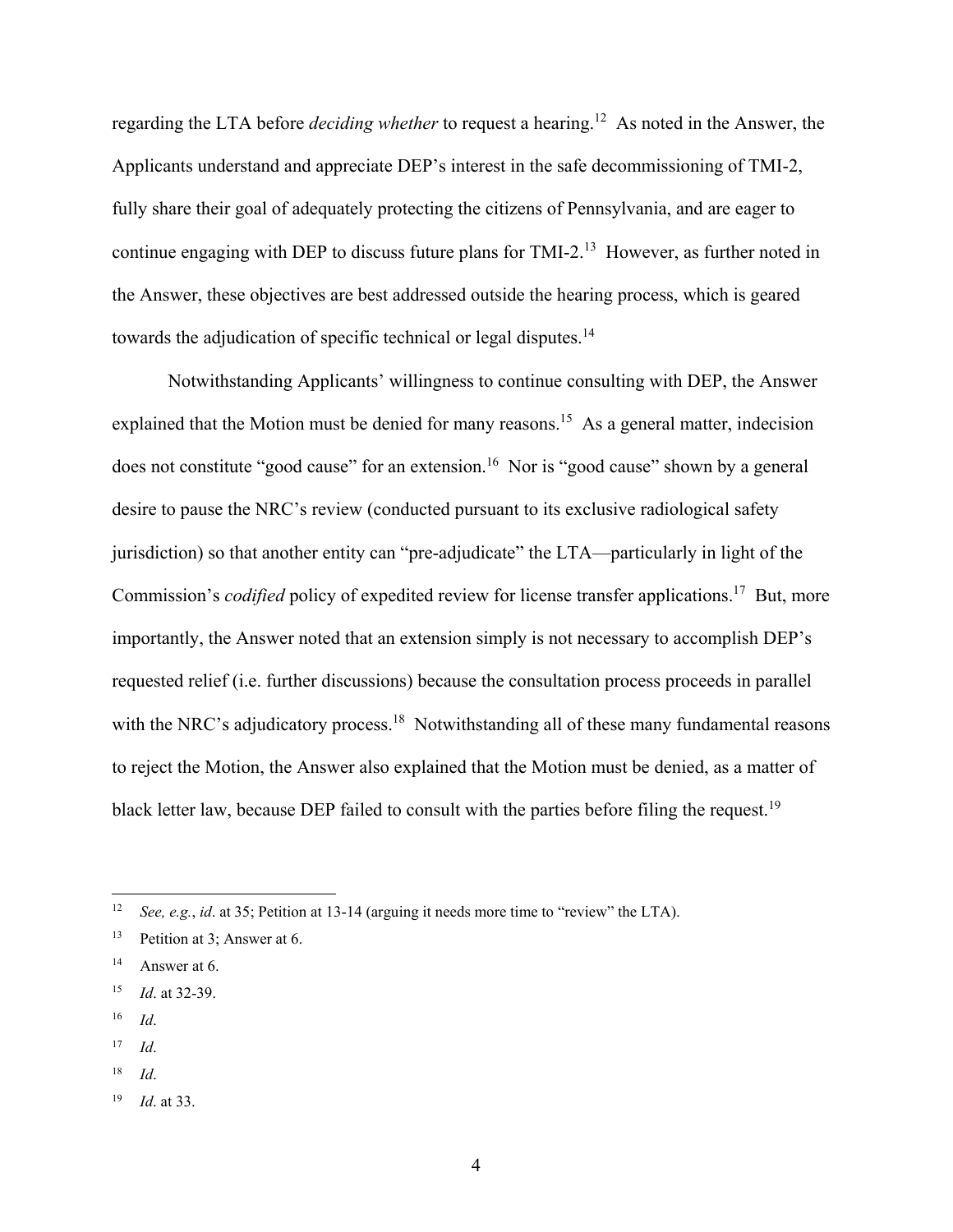regarding the LTA before *deciding whether* to request a hearing.[12] As noted in the Answer, the Applicants understand and appreciate DEP's interest in the safe decommissioning of TMI-2, fully share their goal of adequately protecting the citizens of Pennsylvania, and are eager to continue engaging with DEP to discuss future plans for TMI-2.[13] However, as further noted in the Answer, these objectives are best addressed outside the hearing process, which is geared towards the adjudication of specific technical or legal disputes.[14]

Notwithstanding Applicants' willingness to continue consulting with DEP, the Answer explained that the Motion must be denied for many reasons.[15] As a general matter, indecision does not constitute "good cause" for an extension.[16] Nor is "good cause" shown by a general desire to pause the NRC's review (conducted pursuant to its exclusive radiological safety jurisdiction) so that another entity can "pre-adjudicate" the LTA—particularly in light of the Commission's *codified* policy of expedited review for license transfer applications.[17] But, more importantly, the Answer noted that an extension simply is not necessary to accomplish DEP's requested relief (i.e. further discussions) because the consultation process proceeds in parallel with the NRC's adjudicatory process.[18] Notwithstanding all of these many fundamental reasons to reject the Motion, the Answer also explained that the Motion must be denied, as a matter of black letter law, because DEP failed to consult with the parties before filing the request.[19]

---

[12] *See, e.g.*, *id*. at 35; Petition at 13-14 (arguing it needs more time to "review" the LTA).

[13] Petition at 3; Answer at 6.

[14] Answer at 6.

[15] *Id*. at 32-39.

[16] *Id*.

[17] *Id*.

[18] *Id*.

[19] *Id*. at 33.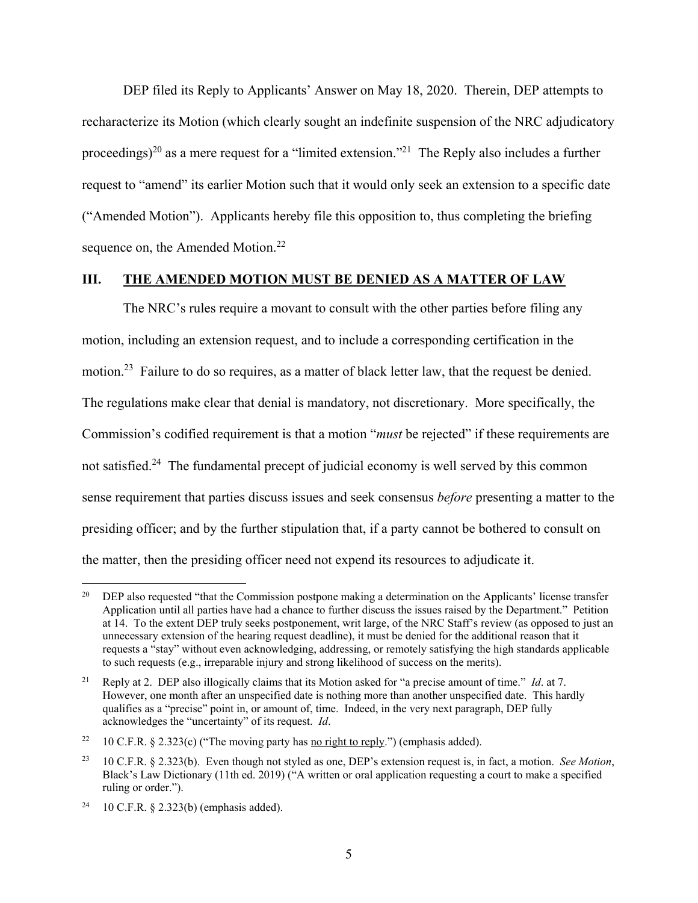DEP filed its Reply to Applicants' Answer on May 18, 2020. Therein, DEP attempts to recharacterize its Motion (which clearly sought an indefinite suspension of the NRC adjudicatory proceedings)[20] as a mere request for a "limited extension."[21] The Reply also includes a further request to "amend" its earlier Motion such that it would only seek an extension to a specific date ("Amended Motion"). Applicants hereby file this opposition to, thus completing the briefing sequence on, the Amended Motion.[22]

## III. THE AMENDED MOTION MUST BE DENIED AS A MATTER OF LAW

The NRC's rules require a movant to consult with the other parties before filing any motion, including an extension request, and to include a corresponding certification in the motion.[23] Failure to do so requires, as a matter of black letter law, that the request be denied. The regulations make clear that denial is mandatory, not discretionary. More specifically, the Commission's codified requirement is that a motion "*must* be rejected" if these requirements are not satisfied.[24] The fundamental precept of judicial economy is well served by this common sense requirement that parties discuss issues and seek consensus *before* presenting a matter to the presiding officer; and by the further stipulation that, if a party cannot be bothered to consult on the matter, then the presiding officer need not expend its resources to adjudicate it.

---

[20] DEP also requested "that the Commission postpone making a determination on the Applicants' license transfer Application until all parties have had a chance to further discuss the issues raised by the Department." Petition at 14. To the extent DEP truly seeks postponement, writ large, of the NRC Staff's review (as opposed to just an unnecessary extension of the hearing request deadline), it must be denied for the additional reason that it requests a "stay" without even acknowledging, addressing, or remotely satisfying the high standards applicable to such requests (e.g., irreparable injury and strong likelihood of success on the merits).

[21] Reply at 2. DEP also illogically claims that its Motion asked for "a precise amount of time." *Id*. at 7. However, one month after an unspecified date is nothing more than another unspecified date. This hardly qualifies as a "precise" point in, or amount of, time. Indeed, in the very next paragraph, DEP fully acknowledges the "uncertainty" of its request. *Id*.

[22] 10 C.F.R. § 2.323(c) ("The moving party has no right to reply.") (emphasis added).

[23] 10 C.F.R. § 2.323(b). Even though not styled as one, DEP's extension request is, in fact, a motion. *See Motion*, Black's Law Dictionary (11th ed. 2019) ("A written or oral application requesting a court to make a specified ruling or order.").

[24] 10 C.F.R. § 2.323(b) (emphasis added).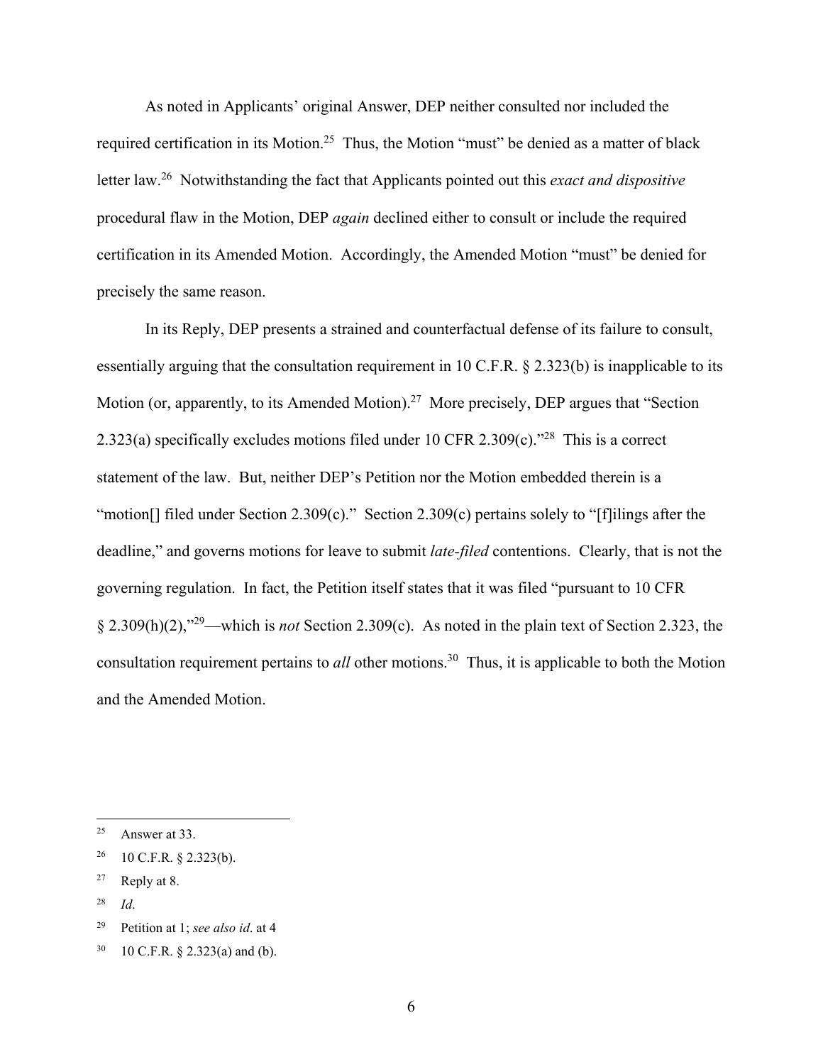As noted in Applicants' original Answer, DEP neither consulted nor included the required certification in its Motion.[25] Thus, the Motion "must" be denied as a matter of black letter law.[26] Notwithstanding the fact that Applicants pointed out this *exact and dispositive* procedural flaw in the Motion, DEP *again* declined either to consult or include the required certification in its Amended Motion. Accordingly, the Amended Motion "must" be denied for precisely the same reason.

In its Reply, DEP presents a strained and counterfactual defense of its failure to consult, essentially arguing that the consultation requirement in 10 C.F.R. § 2.323(b) is inapplicable to its Motion (or, apparently, to its Amended Motion).[27] More precisely, DEP argues that "Section 2.323(a) specifically excludes motions filed under 10 CFR 2.309(c)."[28] This is a correct statement of the law. But, neither DEP's Petition nor the Motion embedded therein is a "motion[] filed under Section 2.309(c)." Section 2.309(c) pertains solely to "[f]ilings after the deadline," and governs motions for leave to submit *late-filed* contentions. Clearly, that is not the governing regulation. In fact, the Petition itself states that it was filed "pursuant to 10 CFR § 2.309(h)(2),"[29]—which is *not* Section 2.309(c). As noted in the plain text of Section 2.323, the consultation requirement pertains to *all* other motions.[30] Thus, it is applicable to both the Motion and the Amended Motion.

---

[25] Answer at 33.

[26] 10 C.F.R. § 2.323(b).

[27] Reply at 8.

[28] *Id*.

[29] Petition at 1; *see also id*. at 4

[30] 10 C.F.R. § 2.323(a) and (b).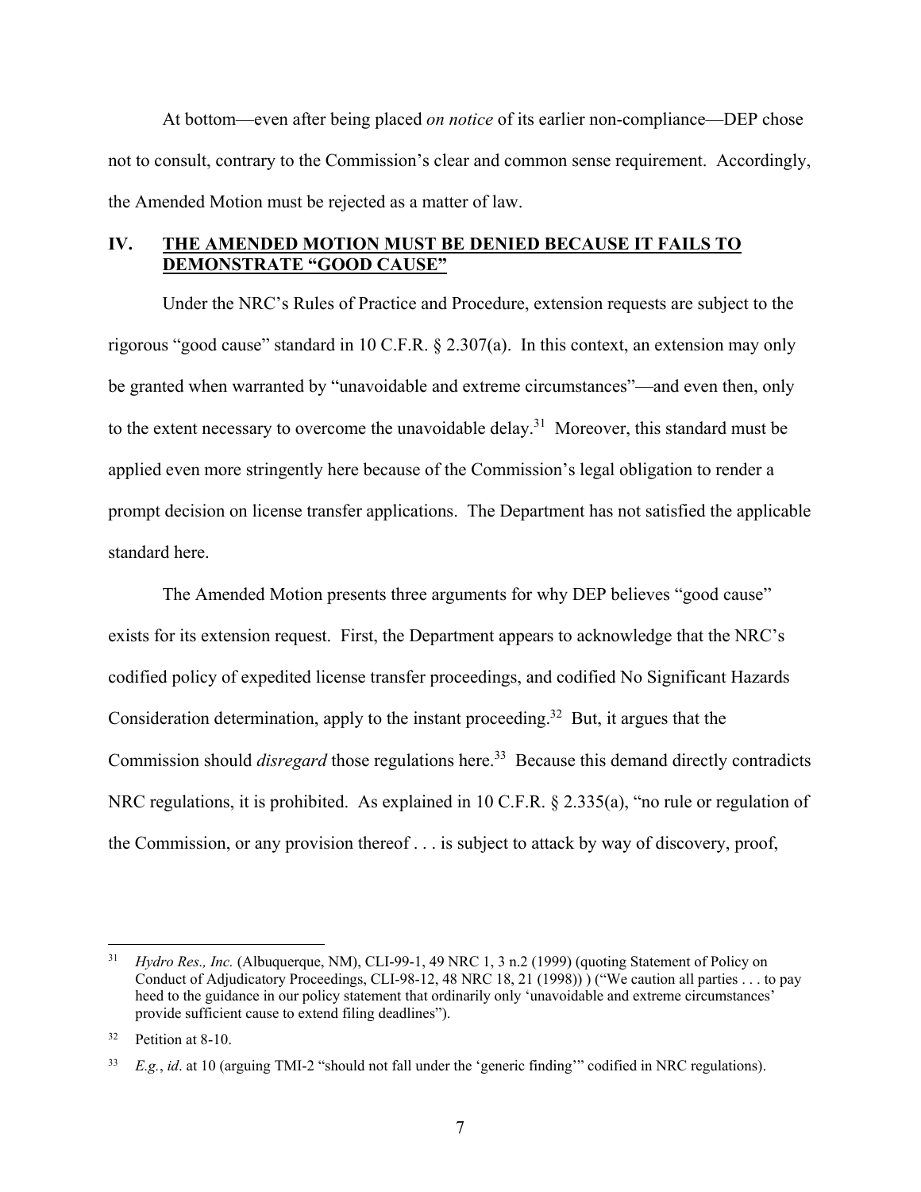At bottom—even after being placed *on notice* of its earlier non-compliance—DEP chose not to consult, contrary to the Commission's clear and common sense requirement. Accordingly, the Amended Motion must be rejected as a matter of law.

## IV. THE AMENDED MOTION MUST BE DENIED BECAUSE IT FAILS TO DEMONSTRATE "GOOD CAUSE"

Under the NRC's Rules of Practice and Procedure, extension requests are subject to the rigorous "good cause" standard in 10 C.F.R. § 2.307(a). In this context, an extension may only be granted when warranted by "unavoidable and extreme circumstances"—and even then, only to the extent necessary to overcome the unavoidable delay.[31] Moreover, this standard must be applied even more stringently here because of the Commission's legal obligation to render a prompt decision on license transfer applications. The Department has not satisfied the applicable standard here.

The Amended Motion presents three arguments for why DEP believes "good cause" exists for its extension request. First, the Department appears to acknowledge that the NRC's codified policy of expedited license transfer proceedings, and codified No Significant Hazards Consideration determination, apply to the instant proceeding.[32] But, it argues that the Commission should *disregard* those regulations here.[33] Because this demand directly contradicts NRC regulations, it is prohibited. As explained in 10 C.F.R. § 2.335(a), "no rule or regulation of the Commission, or any provision thereof . . . is subject to attack by way of discovery, proof,

---

[31] *Hydro Res., Inc.* (Albuquerque, NM), CLI-99-1, 49 NRC 1, 3 n.2 (1999) (quoting Statement of Policy on Conduct of Adjudicatory Proceedings, CLI-98-12, 48 NRC 18, 21 (1998)) ) ("We caution all parties . . . to pay heed to the guidance in our policy statement that ordinarily only 'unavoidable and extreme circumstances' provide sufficient cause to extend filing deadlines").

[32] Petition at 8-10.

[33] *E.g.*, *id*. at 10 (arguing TMI-2 "should not fall under the 'generic finding'" codified in NRC regulations).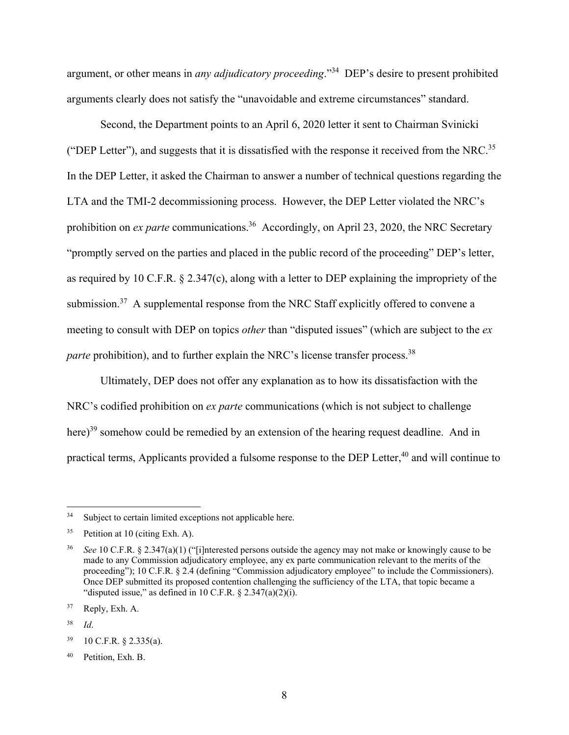argument, or other means in *any adjudicatory proceeding*."[34] DEP's desire to present prohibited arguments clearly does not satisfy the "unavoidable and extreme circumstances" standard.

Second, the Department points to an April 6, 2020 letter it sent to Chairman Svinicki ("DEP Letter"), and suggests that it is dissatisfied with the response it received from the NRC.[35] In the DEP Letter, it asked the Chairman to answer a number of technical questions regarding the LTA and the TMI-2 decommissioning process. However, the DEP Letter violated the NRC's prohibition on *ex parte* communications.[36] Accordingly, on April 23, 2020, the NRC Secretary "promptly served on the parties and placed in the public record of the proceeding" DEP's letter, as required by 10 C.F.R. § 2.347(c), along with a letter to DEP explaining the impropriety of the submission.[37] A supplemental response from the NRC Staff explicitly offered to convene a meeting to consult with DEP on topics *other* than "disputed issues" (which are subject to the *ex parte* prohibition), and to further explain the NRC's license transfer process.[38]

Ultimately, DEP does not offer any explanation as to how its dissatisfaction with the NRC's codified prohibition on *ex parte* communications (which is not subject to challenge here)[39] somehow could be remedied by an extension of the hearing request deadline. And in practical terms, Applicants provided a fulsome response to the DEP Letter,[40] and will continue to

---

[34] Subject to certain limited exceptions not applicable here.

[35] Petition at 10 (citing Exh. A).

[36] *See* 10 C.F.R. § 2.347(a)(1) ("[i]nterested persons outside the agency may not make or knowingly cause to be made to any Commission adjudicatory employee, any ex parte communication relevant to the merits of the proceeding"); 10 C.F.R. § 2.4 (defining "Commission adjudicatory employee" to include the Commissioners). Once DEP submitted its proposed contention challenging the sufficiency of the LTA, that topic became a "disputed issue," as defined in 10 C.F.R. § 2.347(a)(2)(i).

[37] Reply, Exh. A.

[38] *Id*.

[39] 10 C.F.R. § 2.335(a).

[40] Petition, Exh. B.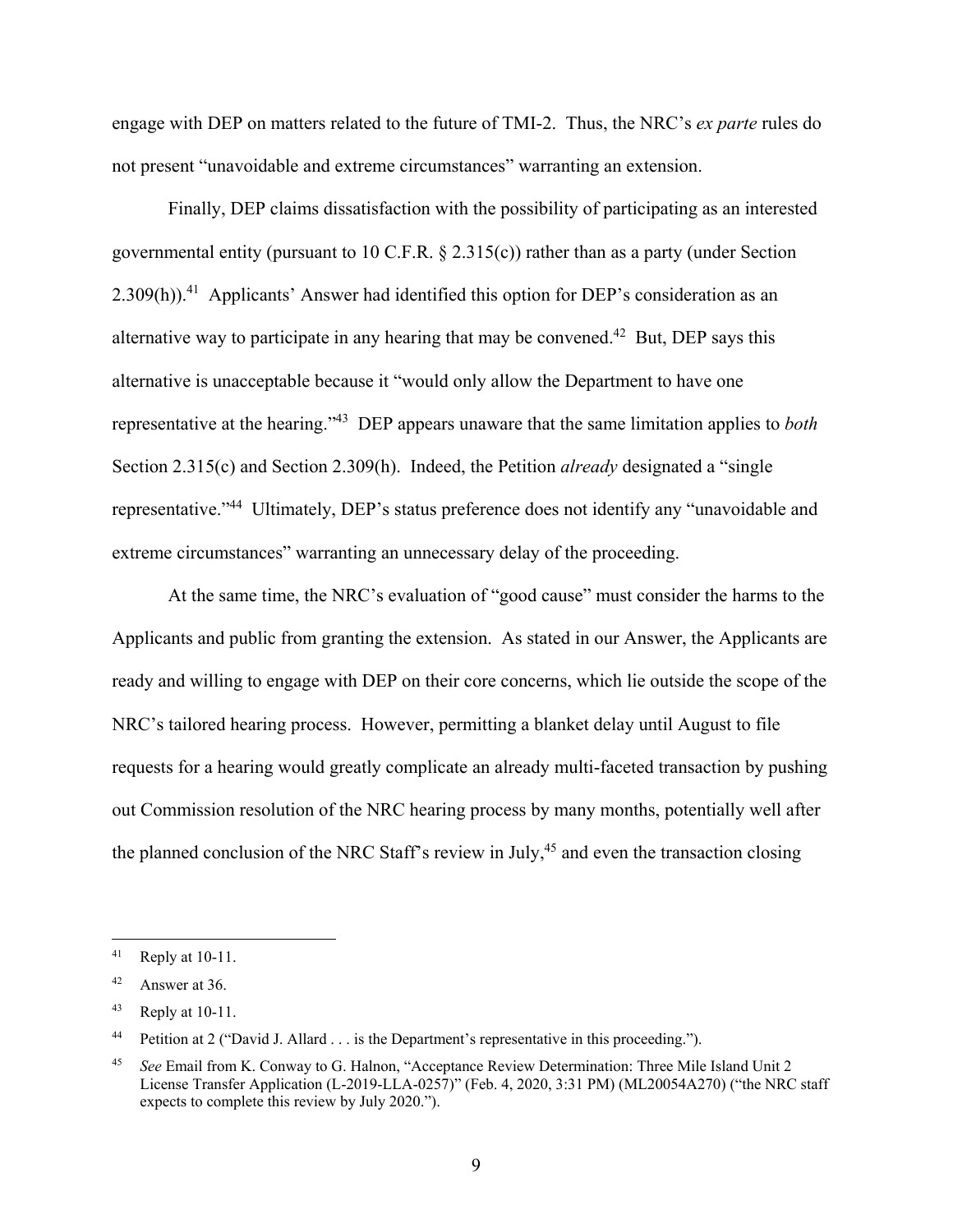engage with DEP on matters related to the future of TMI-2. Thus, the NRC's *ex parte* rules do not present "unavoidable and extreme circumstances" warranting an extension.

Finally, DEP claims dissatisfaction with the possibility of participating as an interested governmental entity (pursuant to 10 C.F.R. § 2.315(c)) rather than as a party (under Section 2.309(h)).[41] Applicants' Answer had identified this option for DEP's consideration as an alternative way to participate in any hearing that may be convened.[42] But, DEP says this alternative is unacceptable because it "would only allow the Department to have one representative at the hearing."[43] DEP appears unaware that the same limitation applies to *both* Section 2.315(c) and Section 2.309(h). Indeed, the Petition *already* designated a "single representative."[44] Ultimately, DEP's status preference does not identify any "unavoidable and extreme circumstances" warranting an unnecessary delay of the proceeding.

At the same time, the NRC's evaluation of "good cause" must consider the harms to the Applicants and public from granting the extension. As stated in our Answer, the Applicants are ready and willing to engage with DEP on their core concerns, which lie outside the scope of the NRC's tailored hearing process. However, permitting a blanket delay until August to file requests for a hearing would greatly complicate an already multi-faceted transaction by pushing out Commission resolution of the NRC hearing process by many months, potentially well after the planned conclusion of the NRC Staff's review in July,[45] and even the transaction closing

---

[41] Reply at 10-11.

[42] Answer at 36.

[43] Reply at 10-11.

[44] Petition at 2 ("David J. Allard . . . is the Department's representative in this proceeding.").

[45] *See* Email from K. Conway to G. Halnon, "Acceptance Review Determination: Three Mile Island Unit 2 License Transfer Application (L-2019-LLA-0257)" (Feb. 4, 2020, 3:31 PM) (ML20054A270) ("the NRC staff expects to complete this review by July 2020.").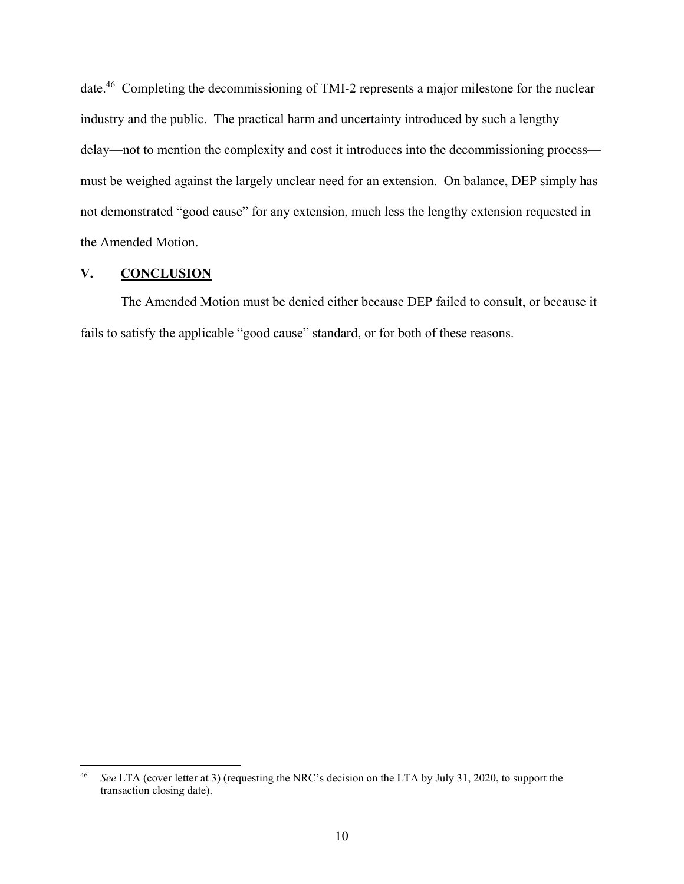date.[46] Completing the decommissioning of TMI-2 represents a major milestone for the nuclear industry and the public. The practical harm and uncertainty introduced by such a lengthy delay—not to mention the complexity and cost it introduces into the decommissioning process—must be weighed against the largely unclear need for an extension. On balance, DEP simply has not demonstrated "good cause" for any extension, much less the lengthy extension requested in the Amended Motion.

## V. <u>CONCLUSION</u>

The Amended Motion must be denied either because DEP failed to consult, or because it fails to satisfy the applicable "good cause" standard, or for both of these reasons.

---

[46] *See* LTA (cover letter at 3) (requesting the NRC's decision on the LTA by July 31, 2020, to support the transaction closing date).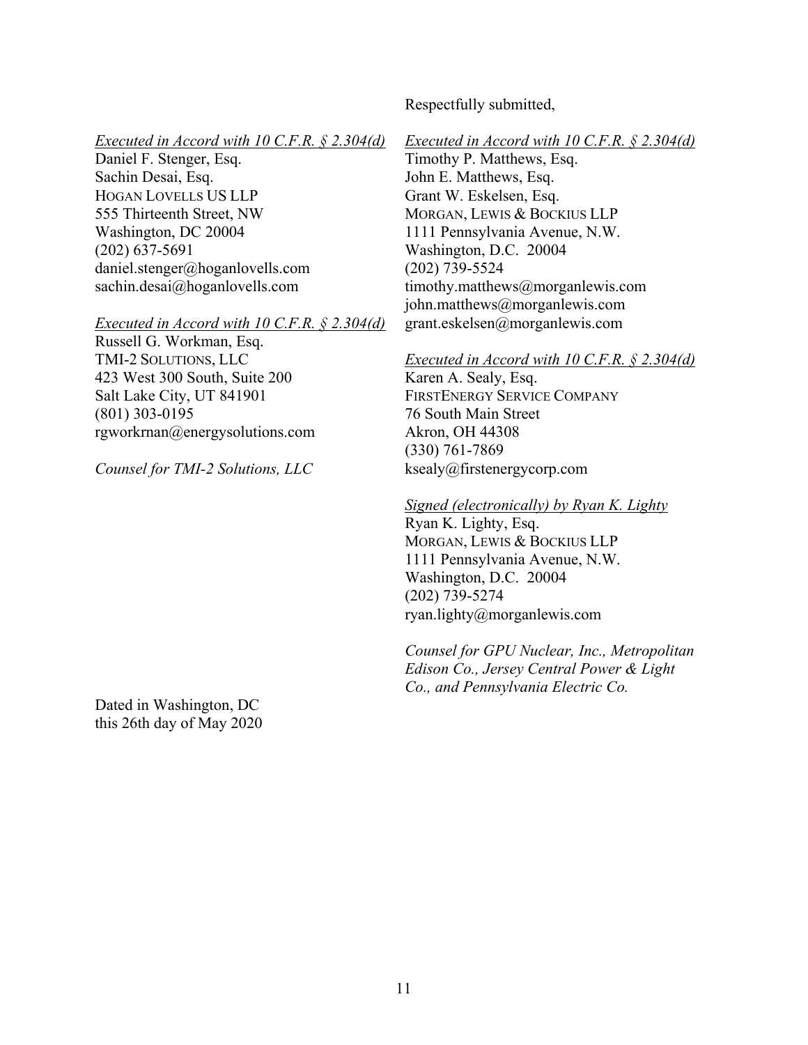Respectfully submitted,

_Executed in Accord with 10 C.F.R. § 2.304(d)_
Daniel F. Stenger, Esq.
Sachin Desai, Esq.
HOGAN LOVELLS US LLP
555 Thirteenth Street, NW
Washington, DC 20004
(202) 637-5691
daniel.stenger@hoganlovells.com
sachin.desai@hoganlovells.com

_Executed in Accord with 10 C.F.R. § 2.304(d)_
Russell G. Workman, Esq.
TMI-2 SOLUTIONS, LLC
423 West 300 South, Suite 200
Salt Lake City, UT 841901
(801) 303-0195
rgworkrnan@energysolutions.com

*Counsel for TMI-2 Solutions, LLC*

_Executed in Accord with 10 C.F.R. § 2.304(d)_
Timothy P. Matthews, Esq.
John E. Matthews, Esq.
Grant W. Eskelsen, Esq.
MORGAN, LEWIS & BOCKIUS LLP
1111 Pennsylvania Avenue, N.W.
Washington, D.C. 20004
(202) 739-5524
timothy.matthews@morganlewis.com
john.matthews@morganlewis.com
grant.eskelsen@morganlewis.com

_Executed in Accord with 10 C.F.R. § 2.304(d)_
Karen A. Sealy, Esq.
FIRSTENERGY SERVICE COMPANY
76 South Main Street
Akron, OH 44308
(330) 761-7869
ksealy@firstenergycorp.com

_Signed (electronically) by Ryan K. Lighty_
Ryan K. Lighty, Esq.
MORGAN, LEWIS & BOCKIUS LLP
1111 Pennsylvania Avenue, N.W.
Washington, D.C. 20004
(202) 739-5274
ryan.lighty@morganlewis.com

*Counsel for GPU Nuclear, Inc., Metropolitan Edison Co., Jersey Central Power & Light Co., and Pennsylvania Electric Co.*

Dated in Washington, DC
this 26th day of May 2020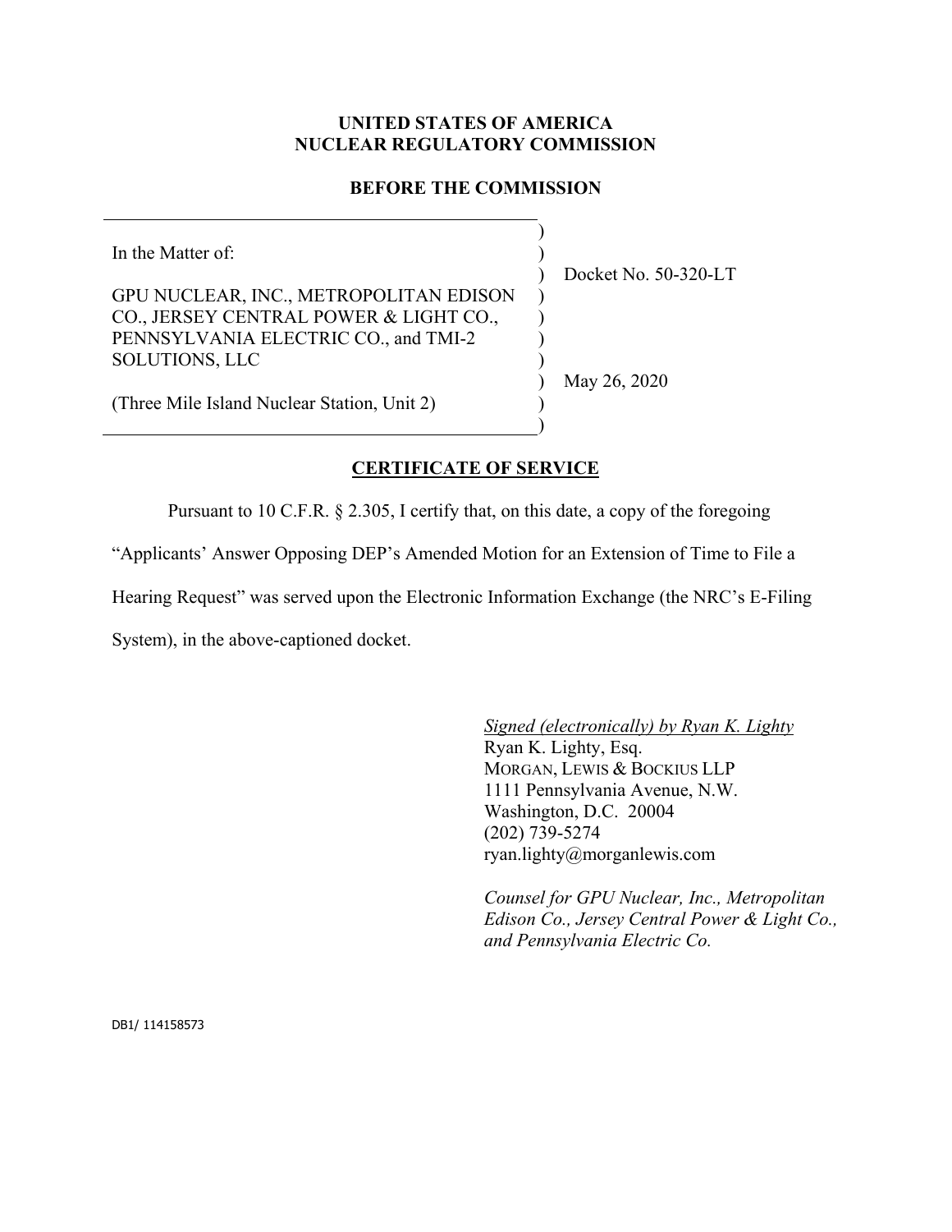**UNITED STATES OF AMERICA**
**NUCLEAR REGULATORY COMMISSION**

**BEFORE THE COMMISSION**

| | | |
|---|---|---|
| In the Matter of: | ) | |
| | ) | Docket No. 50-320-LT |
| GPU NUCLEAR, INC., METROPOLITAN EDISON CO., JERSEY CENTRAL POWER & LIGHT CO., PENNSYLVANIA ELECTRIC CO., and TMI-2 SOLUTIONS, LLC | ) | |
| | ) | May 26, 2020 |
| (Three Mile Island Nuclear Station, Unit 2) | ) | |

## CERTIFICATE OF SERVICE

Pursuant to 10 C.F.R. § 2.305, I certify that, on this date, a copy of the foregoing "Applicants' Answer Opposing DEP's Amended Motion for an Extension of Time to File a Hearing Request" was served upon the Electronic Information Exchange (the NRC's E-Filing System), in the above-captioned docket.

*Signed (electronically) by Ryan K. Lighty*
Ryan K. Lighty, Esq.
MORGAN, LEWIS & BOCKIUS LLP
1111 Pennsylvania Avenue, N.W.
Washington, D.C. 20004
(202) 739-5274
ryan.lighty@morganlewis.com

*Counsel for GPU Nuclear, Inc., Metropolitan Edison Co., Jersey Central Power & Light Co., and Pennsylvania Electric Co.*

DB1/ 114158573